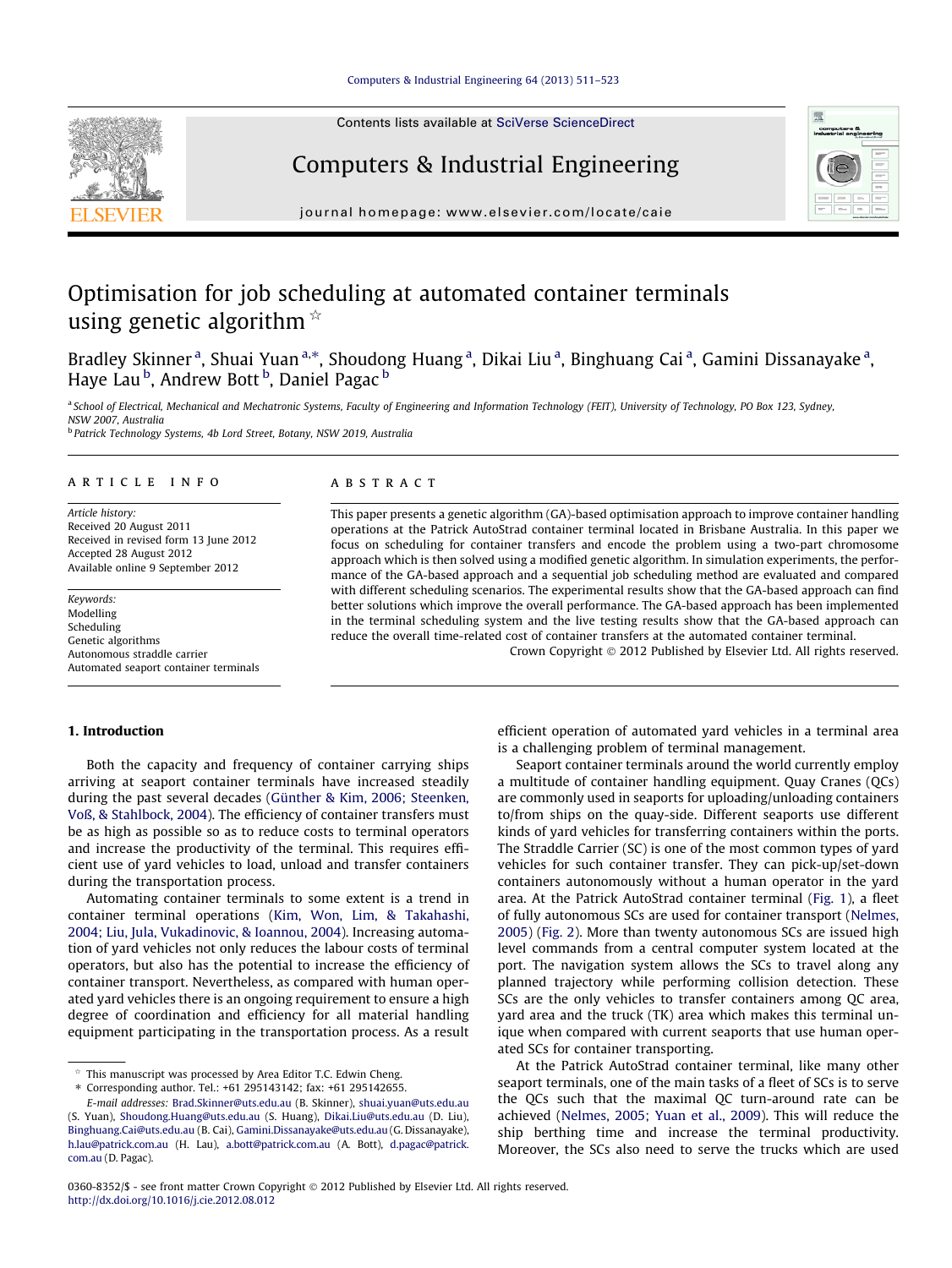# Optimisation for job scheduling at automated container terminals using genetic algorithm ☆

Bradley Skinner [a], Shuai Yuan [a,*], Shoudong Huang [a], Dikai Liu [a], Binghuang Cai [a], Gamini Dissanayake [a], Haye Lau [b], Andrew Bott [b], Daniel Pagac [b]

[a] School of Electrical, Mechanical and Mechatronic Systems, Faculty of Engineering and Information Technology (FEIT), University of Technology, PO Box 123, Sydney, NSW 2007, Australia

[b] Patrick Technology Systems, 4b Lord Street, Botany, NSW 2019, Australia

## ARTICLE INFO

*Article history:*
Received 20 August 2011
Received in revised form 13 June 2012
Accepted 28 August 2012
Available online 9 September 2012

*Keywords:*
Modelling
Scheduling
Genetic algorithms
Autonomous straddle carrier
Automated seaport container terminals

## ABSTRACT

This paper presents a genetic algorithm (GA)-based optimisation approach to improve container handling operations at the Patrick AutoStrad container terminal located in Brisbane Australia. In this paper we focus on scheduling for container transfers and encode the problem using a two-part chromosome approach which is then solved using a modified genetic algorithm. In simulation experiments, the performance of the GA-based approach and a sequential job scheduling method are evaluated and compared with different scheduling scenarios. The experimental results show that the GA-based approach can find better solutions which improve the overall performance. The GA-based approach has been implemented in the terminal scheduling system and the live testing results show that the GA-based approach can reduce the overall time-related cost of container transfers at the automated container terminal.

Crown Copyright © 2012 Published by Elsevier Ltd. All rights reserved.

## 1. Introduction

Both the capacity and frequency of container carrying ships arriving at seaport container terminals have increased steadily during the past several decades (Günther & Kim, 2006; Steenken, Voß, & Stahlbock, 2004). The efficiency of container transfers must be as high as possible so as to reduce costs to terminal operators and increase the productivity of the terminal. This requires efficient use of yard vehicles to load, unload and transfer containers during the transportation process.

Automating container terminals to some extent is a trend in container terminal operations (Kim, Won, Lim, & Takahashi, 2004; Liu, Jula, Vukadinovic, & Ioannou, 2004). Increasing automation of yard vehicles not only reduces the labour costs of terminal operators, but also has the potential to increase the efficiency of container transport. Nevertheless, as compared with human operated yard vehicles there is an ongoing requirement to ensure a high degree of coordination and efficiency for all material handling equipment participating in the transportation process. As a result efficient operation of automated yard vehicles in a terminal area is a challenging problem of terminal management.

Seaport container terminals around the world currently employ a multitude of container handling equipment. Quay Cranes (QCs) are commonly used in seaports for uploading/unloading containers to/from ships on the quay-side. Different seaports use different kinds of yard vehicles for transferring containers within the ports. The Straddle Carrier (SC) is one of the most common types of yard vehicles for such container transfer. They can pick-up/set-down containers autonomously without a human operator in the yard area. At the Patrick AutoStrad container terminal (Fig. 1), a fleet of fully autonomous SCs are used for container transport (Nelmes, 2005) (Fig. 2). More than twenty autonomous SCs are issued high level commands from a central computer system located at the port. The navigation system allows the SCs to travel along any planned trajectory while performing collision detection. These SCs are the only vehicles to transfer containers among QC area, yard area and the truck (TK) area which makes this terminal unique when compared with current seaports that use human operated SCs for container transporting.

At the Patrick AutoStrad container terminal, like many other seaport terminals, one of the main tasks of a fleet of SCs is to serve the QCs such that the maximal QC turn-around rate can be achieved (Nelmes, 2005; Yuan et al., 2009). This will reduce the ship berthing time and increase the terminal productivity. Moreover, the SCs also need to serve the trucks which are used

---

☆ This manuscript was processed by Area Editor T.C. Edwin Cheng.

\* Corresponding author. Tel.: +61 295143142; fax: +61 295142655.

*E-mail addresses:* Brad.Skinner@uts.edu.au (B. Skinner), shuai.yuan@uts.edu.au (S. Yuan), Shoudong.Huang@uts.edu.au (S. Huang), Dikai.Liu@uts.edu.au (D. Liu), Binghuang.Cai@uts.edu.au (B. Cai), Gamini.Dissanayake@uts.edu.au (G. Dissanayake), h.lau@patrick.com.au (H. Lau), a.bott@patrick.com.au (A. Bott), d.pagac@patrick.com.au (D. Pagac).

0360-8352/$ - see front matter Crown Copyright © 2012 Published by Elsevier Ltd. All rights reserved.
http://dx.doi.org/10.1016/j.cie.2012.08.012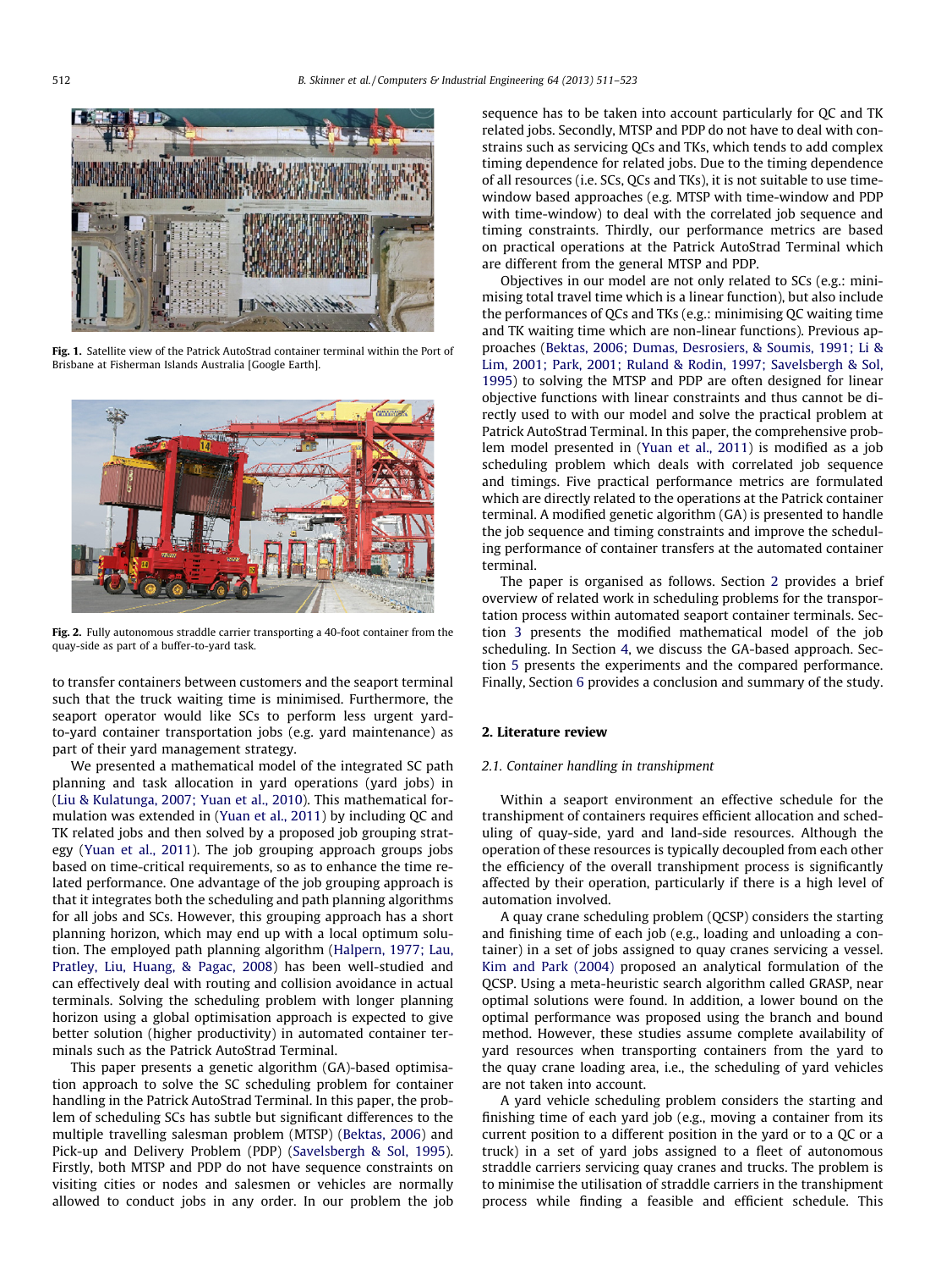Fig. 1. Satellite view of the Patrick AutoStrad container terminal within the Port of Brisbane at Fisherman Islands Australia [Google Earth].

Fig. 2. Fully autonomous straddle carrier transporting a 40-foot container from the quay-side as part of a buffer-to-yard task.

to transfer containers between customers and the seaport terminal such that the truck waiting time is minimised. Furthermore, the seaport operator would like SCs to perform less urgent yard-to-yard container transportation jobs (e.g. yard maintenance) as part of their yard management strategy.

We presented a mathematical model of the integrated SC path planning and task allocation in yard operations (yard jobs) in (Liu & Kulatunga, 2007; Yuan et al., 2010). This mathematical formulation was extended in (Yuan et al., 2011) by including QC and TK related jobs and then solved by a proposed job grouping strategy (Yuan et al., 2011). The job grouping approach groups jobs based on time-critical requirements, so as to enhance the time related performance. One advantage of the job grouping approach is that it integrates both the scheduling and path planning algorithms for all jobs and SCs. However, this grouping approach has a short planning horizon, which may end up with a local optimum solution. The employed path planning algorithm (Halpern, 1977; Lau, Pratley, Liu, Huang, & Pagac, 2008) has been well-studied and can effectively deal with routing and collision avoidance in actual terminals. Solving the scheduling problem with longer planning horizon using a global optimisation approach is expected to give better solution (higher productivity) in automated container terminals such as the Patrick AutoStrad Terminal.

This paper presents a genetic algorithm (GA)-based optimisation approach to solve the SC scheduling problem for container handling in the Patrick AutoStrad Terminal. In this paper, the problem of scheduling SCs has subtle but significant differences to the multiple travelling salesman problem (MTSP) (Bektas, 2006) and Pick-up and Delivery Problem (PDP) (Savelsbergh & Sol, 1995). Firstly, both MTSP and PDP do not have sequence constraints on visiting cities or nodes and salesmen or vehicles are normally allowed to conduct jobs in any order. In our problem the job sequence has to be taken into account particularly for QC and TK related jobs. Secondly, MTSP and PDP do not have to deal with constrains such as servicing QCs and TKs, which tends to add complex timing dependence for related jobs. Due to the timing dependence of all resources (i.e. SCs, QCs and TKs), it is not suitable to use time-window based approaches (e.g. MTSP with time-window and PDP with time-window) to deal with the correlated job sequence and timing constraints. Thirdly, our performance metrics are based on practical operations at the Patrick AutoStrad Terminal which are different from the general MTSP and PDP.

Objectives in our model are not only related to SCs (e.g.: minimising total travel time which is a linear function), but also include the performances of QCs and TKs (e.g.: minimising QC waiting time and TK waiting time which are non-linear functions). Previous approaches (Bektas, 2006; Dumas, Desrosiers, & Soumis, 1991; Li & Lim, 2001; Park, 2001; Ruland & Rodin, 1997; Savelsbergh & Sol, 1995) to solving the MTSP and PDP are often designed for linear objective functions with linear constraints and thus cannot be directly used to with our model and solve the practical problem at Patrick AutoStrad Terminal. In this paper, the comprehensive problem model presented in (Yuan et al., 2011) is modified as a job scheduling problem which deals with correlated job sequence and timings. Five practical performance metrics are formulated which are directly related to the operations at the Patrick container terminal. A modified genetic algorithm (GA) is presented to handle the job sequence and timing constraints and improve the scheduling performance of container transfers at the automated container terminal.

The paper is organised as follows. Section 2 provides a brief overview of related work in scheduling problems for the transportation process within automated seaport container terminals. Section 3 presents the modified mathematical model of the job scheduling. In Section 4, we discuss the GA-based approach. Section 5 presents the experiments and the compared performance. Finally, Section 6 provides a conclusion and summary of the study.

## 2. Literature review

### 2.1. Container handling in transhipment

Within a seaport environment an effective schedule for the transhipment of containers requires efficient allocation and scheduling of quay-side, yard and land-side resources. Although the operation of these resources is typically decoupled from each other the efficiency of the overall transhipment process is significantly affected by their operation, particularly if there is a high level of automation involved.

A quay crane scheduling problem (QCSP) considers the starting and finishing time of each job (e.g., loading and unloading a container) in a set of jobs assigned to quay cranes servicing a vessel. Kim and Park (2004) proposed an analytical formulation of the QCSP. Using a meta-heuristic search algorithm called GRASP, near optimal solutions were found. In addition, a lower bound on the optimal performance was proposed using the branch and bound method. However, these studies assume complete availability of yard resources when transporting containers from the yard to the quay crane loading area, i.e., the scheduling of yard vehicles are not taken into account.

A yard vehicle scheduling problem considers the starting and finishing time of each yard job (e.g., moving a container from its current position to a different position in the yard or to a QC or a truck) in a set of yard jobs assigned to a fleet of autonomous straddle carriers servicing quay cranes and trucks. The problem is to minimise the utilisation of straddle carriers in the transhipment process while finding a feasible and efficient schedule. This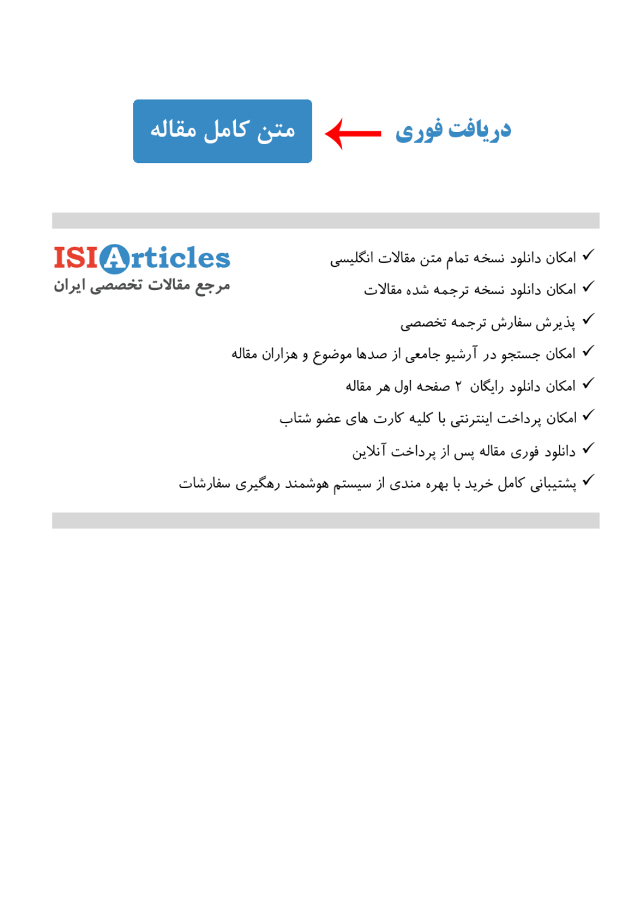دریافت فوری ← **متن کامل مقاله**

**ISIArticles**
مرجع مقالات تخصصی ایران

- ✓ امکان دانلود نسخه تمام متن مقالات انگلیسی
- ✓ امکان دانلود نسخه ترجمه شده مقالات
- ✓ پذیرش سفارش ترجمه تخصصی
- ✓ امکان جستجو در آرشیو جامعی از صدها موضوع و هزاران مقاله
- ✓ امکان دانلود رایگان ۲ صفحه اول هر مقاله
- ✓ امکان پرداخت اینترنتی با کلیه کارت های عضو شتاب
- ✓ دانلود فوری مقاله پس از پرداخت آنلاین
- ✓ پشتیبانی کامل خرید با بهره مندی از سیستم هوشمند رهگیری سفارشات